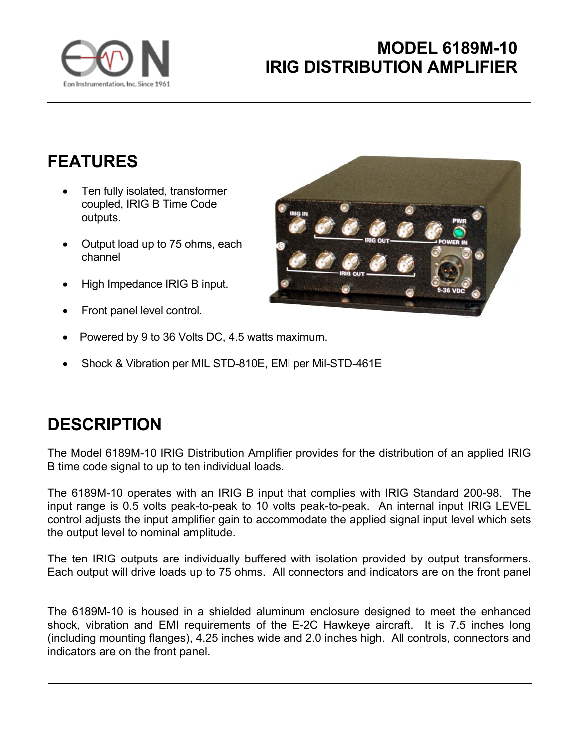# MODEL 6189M-10
# IRIG DISTRIBUTION AMPLIFIER

## FEATURES

- Ten fully isolated, transformer coupled, IRIG B Time Code outputs.
- Output load up to 75 ohms, each channel
- High Impedance IRIG B input.
- Front panel level control.
- Powered by 9 to 36 Volts DC, 4.5 watts maximum.
- Shock & Vibration per MIL STD-810E, EMI per Mil-STD-461E

## DESCRIPTION

The Model 6189M-10 IRIG Distribution Amplifier provides for the distribution of an applied IRIG B time code signal to up to ten individual loads.

The 6189M-10 operates with an IRIG B input that complies with IRIG Standard 200-98. The input range is 0.5 volts peak-to-peak to 10 volts peak-to-peak. An internal input IRIG LEVEL control adjusts the input amplifier gain to accommodate the applied signal input level which sets the output level to nominal amplitude.

The ten IRIG outputs are individually buffered with isolation provided by output transformers. Each output will drive loads up to 75 ohms. All connectors and indicators are on the front panel

The 6189M-10 is housed in a shielded aluminum enclosure designed to meet the enhanced shock, vibration and EMI requirements of the E-2C Hawkeye aircraft. It is 7.5 inches long (including mounting flanges), 4.25 inches wide and 2.0 inches high. All controls, connectors and indicators are on the front panel.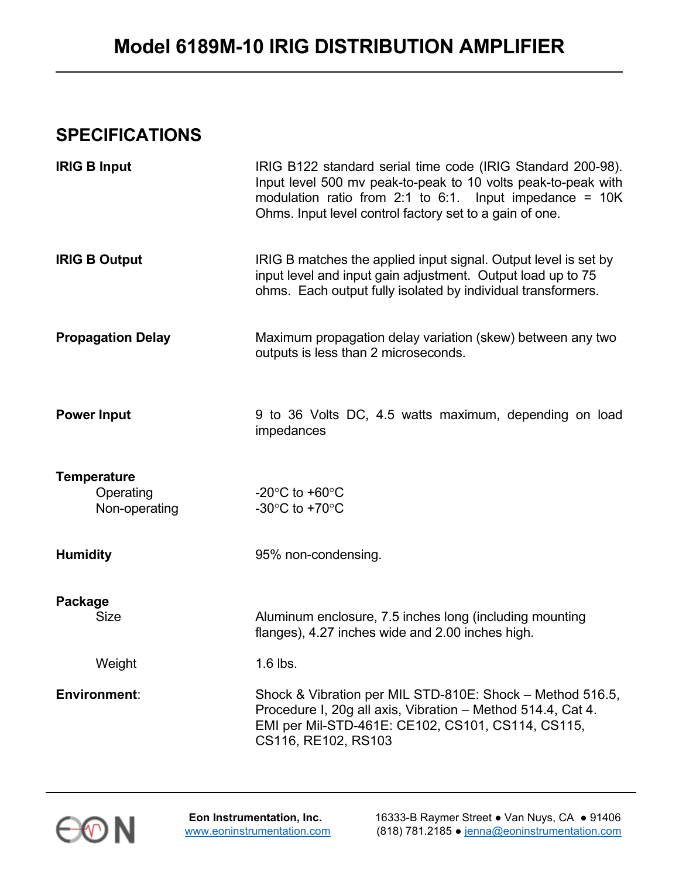# Model 6189M-10 IRIG DISTRIBUTION AMPLIFIER

## SPECIFICATIONS

| | |
|---|---|
| **IRIG B Input** | IRIG B122 standard serial time code (IRIG Standard 200-98). Input level 500 mv peak-to-peak to 10 volts peak-to-peak with modulation ratio from 2:1 to 6:1. Input impedance = 10K Ohms. Input level control factory set to a gain of one. |
| **IRIG B Output** | IRIG B matches the applied input signal. Output level is set by input level and input gain adjustment. Output load up to 75 ohms. Each output fully isolated by individual transformers. |
| **Propagation Delay** | Maximum propagation delay variation (skew) between any two outputs is less than 2 microseconds. |
| **Power Input** | 9 to 36 Volts DC, 4.5 watts maximum, depending on load impedances |
| **Temperature** | |
| Operating | -20°C to +60°C |
| Non-operating | -30°C to +70°C |
| **Humidity** | 95% non-condensing. |
| **Package** | |
| Size | Aluminum enclosure, 7.5 inches long (including mounting flanges), 4.27 inches wide and 2.00 inches high. |
| Weight | 1.6 lbs. |
| **Environment**: | Shock & Vibration per MIL STD-810E: Shock – Method 516.5, Procedure I, 20g all axis, Vibration – Method 514.4, Cat 4. EMI per Mil-STD-461E: CE102, CS101, CS114, CS115, CS116, RE102, RS103 |

**Eon Instrumentation, Inc.**
www.eoninstrumentation.com

16333-B Raymer Street ● Van Nuys, CA ● 91406
(818) 781.2185 ● jenna@eoninstrumentation.com